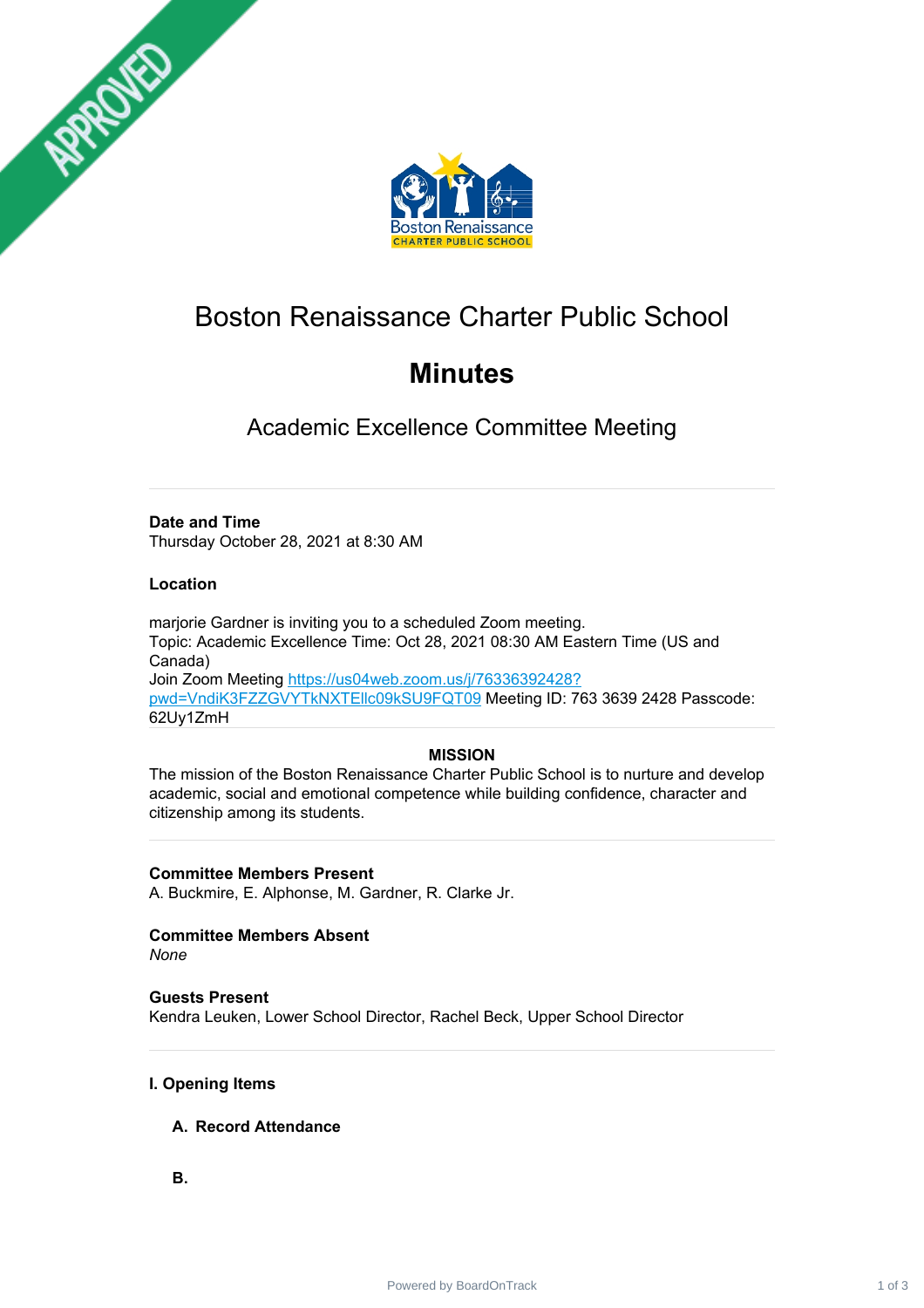# Boston Renaissance Charter Public School

# Minutes

## Academic Excellence Committee Meeting

**Date and Time**
Thursday October 28, 2021 at 8:30 AM

**Location**

marjorie Gardner is inviting you to a scheduled Zoom meeting.
Topic: Academic Excellence Time: Oct 28, 2021 08:30 AM Eastern Time (US and Canada)
Join Zoom Meeting https://us04web.zoom.us/j/76336392428?pwd=VndiK3FZZGVYTkNXTEllc09kSU9FQT09 Meeting ID: 763 3639 2428 Passcode: 62Uy1ZmH

**MISSION**

The mission of the Boston Renaissance Charter Public School is to nurture and develop academic, social and emotional competence while building confidence, character and citizenship among its students.

**Committee Members Present**
A. Buckmire, E. Alphonse, M. Gardner, R. Clarke Jr.

**Committee Members Absent**
*None*

**Guests Present**
Kendra Leuken, Lower School Director, Rachel Beck, Upper School Director

### I. Opening Items

**A. Record Attendance**

**B.**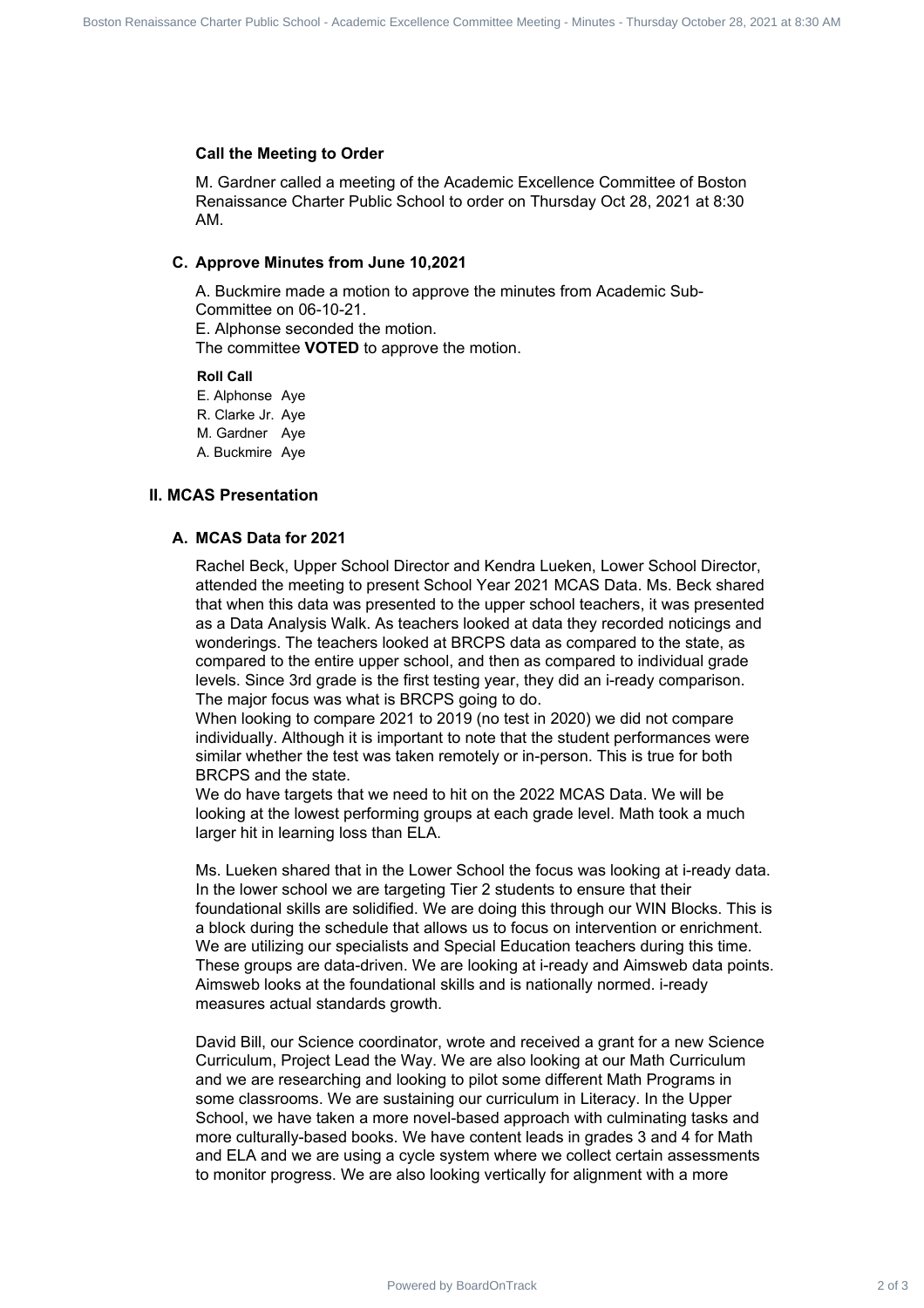**Call the Meeting to Order**

M. Gardner called a meeting of the Academic Excellence Committee of Boston Renaissance Charter Public School to order on Thursday Oct 28, 2021 at 8:30 AM.

### C. Approve Minutes from June 10,2021

A. Buckmire made a motion to approve the minutes from Academic Sub-Committee on 06-10-21.
E. Alphonse seconded the motion.
The committee **VOTED** to approve the motion.

**Roll Call**

| | |
|---|---|
| E. Alphonse | Aye |
| R. Clarke Jr. | Aye |
| M. Gardner | Aye |
| A. Buckmire | Aye |

## II. MCAS Presentation

### A. MCAS Data for 2021

Rachel Beck, Upper School Director and Kendra Lueken, Lower School Director, attended the meeting to present School Year 2021 MCAS Data. Ms. Beck shared that when this data was presented to the upper school teachers, it was presented as a Data Analysis Walk. As teachers looked at data they recorded noticings and wonderings. The teachers looked at BRCPS data as compared to the state, as compared to the entire upper school, and then as compared to individual grade levels. Since 3rd grade is the first testing year, they did an i-ready comparison. The major focus was what is BRCPS going to do.
When looking to compare 2021 to 2019 (no test in 2020) we did not compare individually. Although it is important to note that the student performances were similar whether the test was taken remotely or in-person. This is true for both BRCPS and the state.
We do have targets that we need to hit on the 2022 MCAS Data. We will be looking at the lowest performing groups at each grade level. Math took a much larger hit in learning loss than ELA.

Ms. Lueken shared that in the Lower School the focus was looking at i-ready data. In the lower school we are targeting Tier 2 students to ensure that their foundational skills are solidified. We are doing this through our WIN Blocks. This is a block during the schedule that allows us to focus on intervention or enrichment. We are utilizing our specialists and Special Education teachers during this time. These groups are data-driven. We are looking at i-ready and Aimsweb data points. Aimsweb looks at the foundational skills and is nationally normed. i-ready measures actual standards growth.

David Bill, our Science coordinator, wrote and received a grant for a new Science Curriculum, Project Lead the Way. We are also looking at our Math Curriculum and we are researching and looking to pilot some different Math Programs in some classrooms. We are sustaining our curriculum in Literacy. In the Upper School, we have taken a more novel-based approach with culminating tasks and more culturally-based books. We have content leads in grades 3 and 4 for Math and ELA and we are using a cycle system where we collect certain assessments to monitor progress. We are also looking vertically for alignment with a more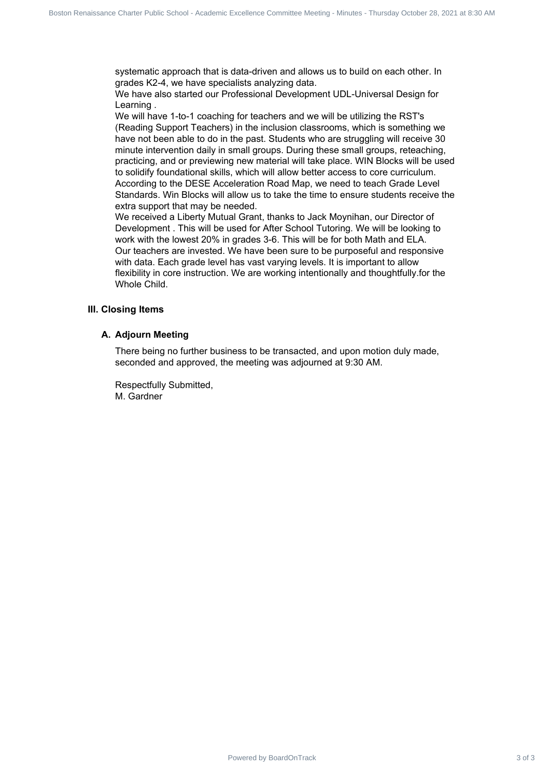systematic approach that is data-driven and allows us to build on each other. In grades K2-4, we have specialists analyzing data.
We have also started our Professional Development UDL-Universal Design for Learning .
We will have 1-to-1 coaching for teachers and we will be utilizing the RST's (Reading Support Teachers) in the inclusion classrooms, which is something we have not been able to do in the past. Students who are struggling will receive 30 minute intervention daily in small groups. During these small groups, reteaching, practicing, and or previewing new material will take place. WIN Blocks will be used to solidify foundational skills, which will allow better access to core curriculum. According to the DESE Acceleration Road Map, we need to teach Grade Level Standards. Win Blocks will allow us to take the time to ensure students receive the extra support that may be needed.
We received a Liberty Mutual Grant, thanks to Jack Moynihan, our Director of Development . This will be used for After School Tutoring. We will be looking to work with the lowest 20% in grades 3-6. This will be for both Math and ELA.
Our teachers are invested. We have been sure to be purposeful and responsive with data. Each grade level has vast varying levels. It is important to allow flexibility in core instruction. We are working intentionally and thoughtfully.for the Whole Child.

## III. Closing Items

### A. Adjourn Meeting

There being no further business to be transacted, and upon motion duly made, seconded and approved, the meeting was adjourned at 9:30 AM.

Respectfully Submitted,
M. Gardner